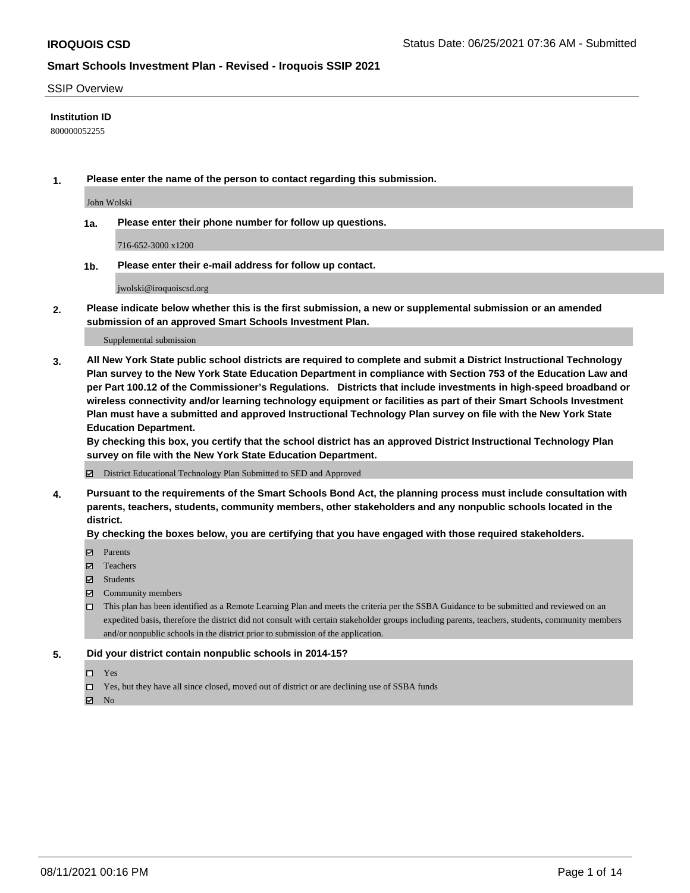## SSIP Overview

**Institution ID**

800000052255

**1. Please enter the name of the person to contact regarding this submission.**

John Wolski

**1a. Please enter their phone number for follow up questions.**

716-652-3000 x1200

**1b. Please enter their e-mail address for follow up contact.**

jwolski@iroquoiscsd.org

**2. Please indicate below whether this is the first submission, a new or supplemental submission or an amended submission of an approved Smart Schools Investment Plan.**

Supplemental submission

**3. All New York State public school districts are required to complete and submit a District Instructional Technology Plan survey to the New York State Education Department in compliance with Section 753 of the Education Law and per Part 100.12 of the Commissioner's Regulations. Districts that include investments in high-speed broadband or wireless connectivity and/or learning technology equipment or facilities as part of their Smart Schools Investment Plan must have a submitted and approved Instructional Technology Plan survey on file with the New York State Education Department.**

**By checking this box, you certify that the school district has an approved District Instructional Technology Plan survey on file with the New York State Education Department.**

- [x] District Educational Technology Plan Submitted to SED and Approved

**4. Pursuant to the requirements of the Smart Schools Bond Act, the planning process must include consultation with parents, teachers, students, community members, other stakeholders and any nonpublic schools located in the district.**

**By checking the boxes below, you are certifying that you have engaged with those required stakeholders.**

- [x] Parents
- [x] Teachers
- [x] Students
- [x] Community members
- [ ] This plan has been identified as a Remote Learning Plan and meets the criteria per the SSBA Guidance to be submitted and reviewed on an expedited basis, therefore the district did not consult with certain stakeholder groups including parents, teachers, students, community members and/or nonpublic schools in the district prior to submission of the application.

**5. Did your district contain nonpublic schools in 2014-15?**

- [ ] Yes
- [ ] Yes, but they have all since closed, moved out of district or are declining use of SSBA funds
- [x] No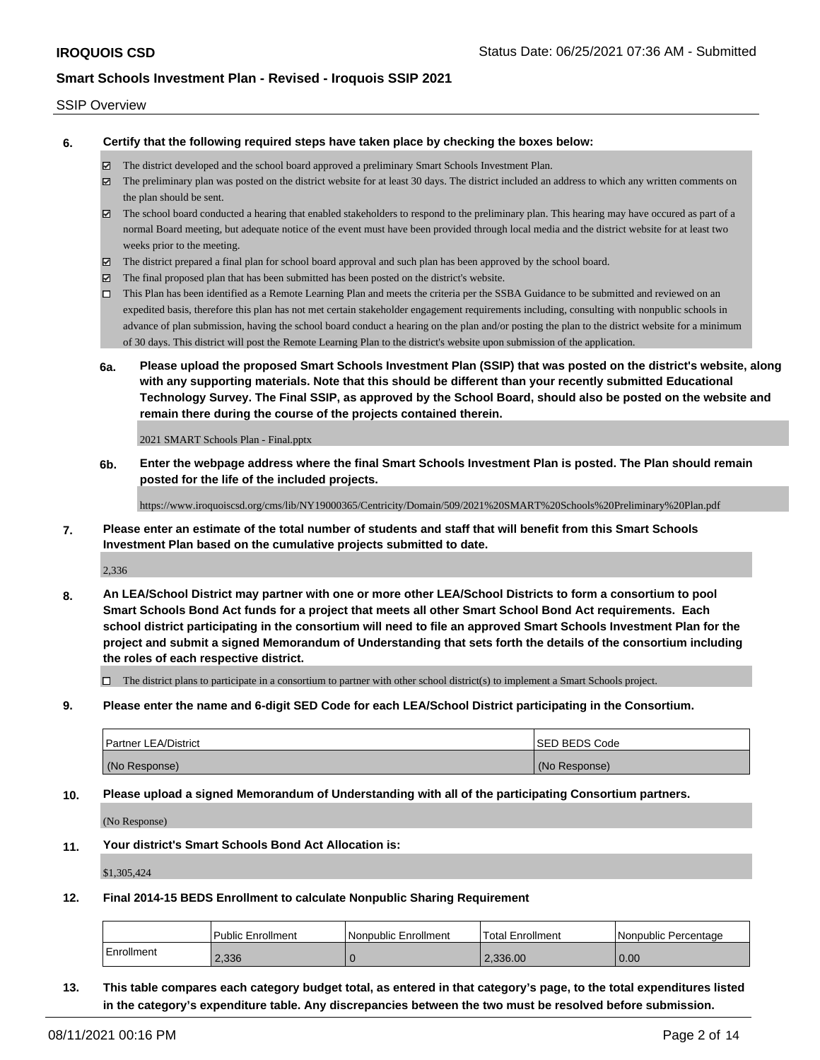SSIP Overview

**6. Certify that the following required steps have taken place by checking the boxes below:**

- ☑ The district developed and the school board approved a preliminary Smart Schools Investment Plan.
- ☑ The preliminary plan was posted on the district website for at least 30 days. The district included an address to which any written comments on the plan should be sent.
- ☑ The school board conducted a hearing that enabled stakeholders to respond to the preliminary plan. This hearing may have occured as part of a normal Board meeting, but adequate notice of the event must have been provided through local media and the district website for at least two weeks prior to the meeting.
- ☑ The district prepared a final plan for school board approval and such plan has been approved by the school board.
- ☑ The final proposed plan that has been submitted has been posted on the district's website.
- ☐ This Plan has been identified as a Remote Learning Plan and meets the criteria per the SSBA Guidance to be submitted and reviewed on an expedited basis, therefore this plan has not met certain stakeholder engagement requirements including, consulting with nonpublic schools in advance of plan submission, having the school board conduct a hearing on the plan and/or posting the plan to the district website for a minimum of 30 days. This district will post the Remote Learning Plan to the district's website upon submission of the application.

**6a. Please upload the proposed Smart Schools Investment Plan (SSIP) that was posted on the district's website, along with any supporting materials. Note that this should be different than your recently submitted Educational Technology Survey. The Final SSIP, as approved by the School Board, should also be posted on the website and remain there during the course of the projects contained therein.**

2021 SMART Schools Plan - Final.pptx

**6b. Enter the webpage address where the final Smart Schools Investment Plan is posted. The Plan should remain posted for the life of the included projects.**

https://www.iroquoiscsd.org/cms/lib/NY19000365/Centricity/Domain/509/2021%20SMART%20Schools%20Preliminary%20Plan.pdf

**7. Please enter an estimate of the total number of students and staff that will benefit from this Smart Schools Investment Plan based on the cumulative projects submitted to date.**

2,336

**8. An LEA/School District may partner with one or more other LEA/School Districts to form a consortium to pool Smart Schools Bond Act funds for a project that meets all other Smart School Bond Act requirements. Each school district participating in the consortium will need to file an approved Smart Schools Investment Plan for the project and submit a signed Memorandum of Understanding that sets forth the details of the consortium including the roles of each respective district.**

- ☐ The district plans to participate in a consortium to partner with other school district(s) to implement a Smart Schools project.

**9. Please enter the name and 6-digit SED Code for each LEA/School District participating in the Consortium.**

| Partner LEA/District | SED BEDS Code |
|---|---|
| (No Response) | (No Response) |

**10. Please upload a signed Memorandum of Understanding with all of the participating Consortium partners.**

(No Response)

**11. Your district's Smart Schools Bond Act Allocation is:**

$1,305,424

**12. Final 2014-15 BEDS Enrollment to calculate Nonpublic Sharing Requirement**

| | Public Enrollment | Nonpublic Enrollment | Total Enrollment | Nonpublic Percentage |
|---|---|---|---|---|
| Enrollment | 2,336 | 0 | 2,336.00 | 0.00 |

**13. This table compares each category budget total, as entered in that category's page, to the total expenditures listed in the category's expenditure table. Any discrepancies between the two must be resolved before submission.**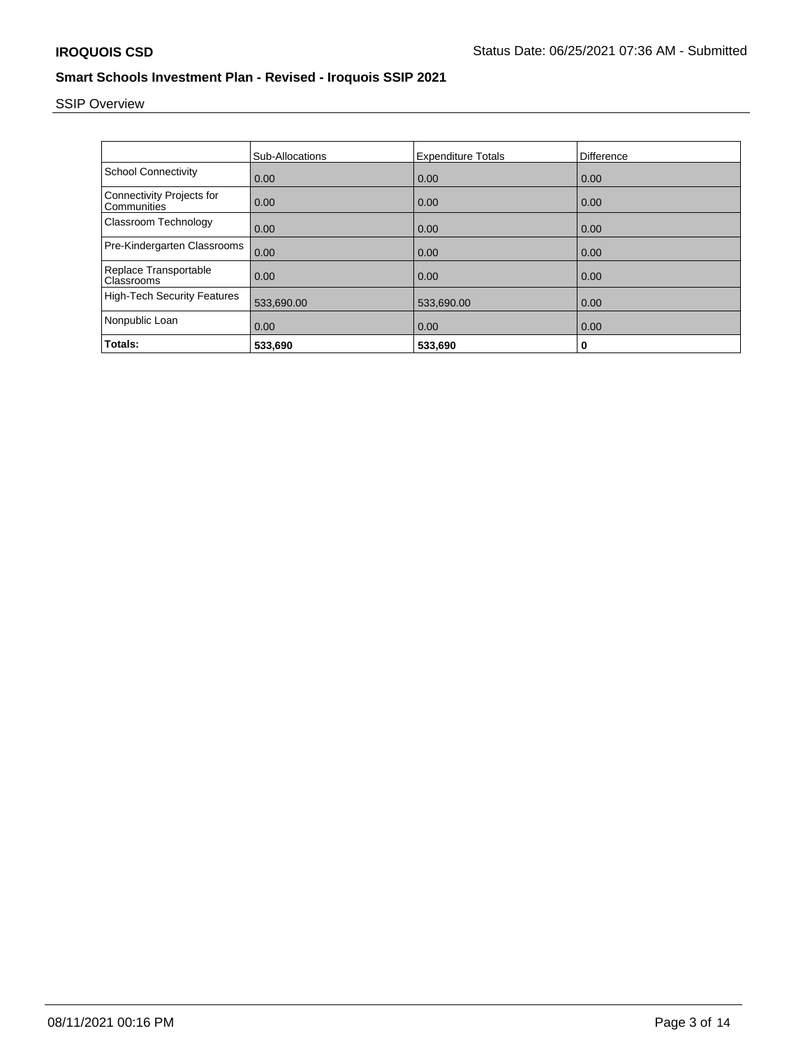SSIP Overview

| | Sub-Allocations | Expenditure Totals | Difference |
|---|---|---|---|
| School Connectivity | 0.00 | 0.00 | 0.00 |
| Connectivity Projects for Communities | 0.00 | 0.00 | 0.00 |
| Classroom Technology | 0.00 | 0.00 | 0.00 |
| Pre-Kindergarten Classrooms | 0.00 | 0.00 | 0.00 |
| Replace Transportable Classrooms | 0.00 | 0.00 | 0.00 |
| High-Tech Security Features | 533,690.00 | 533,690.00 | 0.00 |
| Nonpublic Loan | 0.00 | 0.00 | 0.00 |
| **Totals:** | **533,690** | **533,690** | **0** |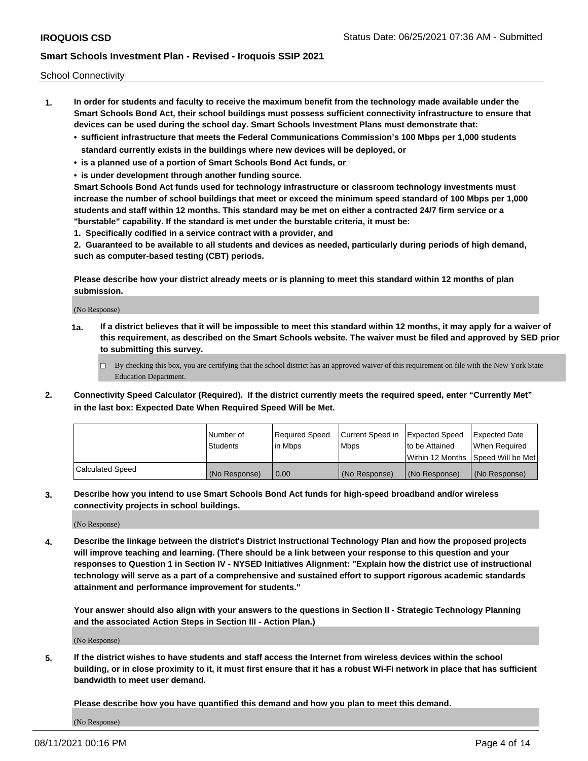School Connectivity

1. **In order for students and faculty to receive the maximum benefit from the technology made available under the Smart Schools Bond Act, their school buildings must possess sufficient connectivity infrastructure to ensure that devices can be used during the school day. Smart Schools Investment Plans must demonstrate that:**
   - **sufficient infrastructure that meets the Federal Communications Commission's 100 Mbps per 1,000 students standard currently exists in the buildings where new devices will be deployed, or**
   - **is a planned use of a portion of Smart Schools Bond Act funds, or**
   - **is under development through another funding source.**

   **Smart Schools Bond Act funds used for technology infrastructure or classroom technology investments must increase the number of school buildings that meet or exceed the minimum speed standard of 100 Mbps per 1,000 students and staff within 12 months. This standard may be met on either a contracted 24/7 firm service or a "burstable" capability. If the standard is met under the burstable criteria, it must be:**

   **1. Specifically codified in a service contract with a provider, and**

   **2. Guaranteed to be available to all students and devices as needed, particularly during periods of high demand, such as computer-based testing (CBT) periods.**

   **Please describe how your district already meets or is planning to meet this standard within 12 months of plan submission.**

   (No Response)

   **1a. If a district believes that it will be impossible to meet this standard within 12 months, it may apply for a waiver of this requirement, as described on the Smart Schools website. The waiver must be filed and approved by SED prior to submitting this survey.**

   ☐ By checking this box, you are certifying that the school district has an approved waiver of this requirement on file with the New York State Education Department.

2. **Connectivity Speed Calculator (Required). If the district currently meets the required speed, enter "Currently Met" in the last box: Expected Date When Required Speed Will be Met.**

| | Number of Students | Required Speed in Mbps | Current Speed in Mbps | Expected Speed to be Attained Within 12 Months | Expected Date When Required Speed Will be Met |
|---|---|---|---|---|---|
| Calculated Speed | (No Response) | 0.00 | (No Response) | (No Response) | (No Response) |

3. **Describe how you intend to use Smart Schools Bond Act funds for high-speed broadband and/or wireless connectivity projects in school buildings.**

   (No Response)

4. **Describe the linkage between the district's District Instructional Technology Plan and how the proposed projects will improve teaching and learning. (There should be a link between your response to this question and your responses to Question 1 in Section IV - NYSED Initiatives Alignment: "Explain how the district use of instructional technology will serve as a part of a comprehensive and sustained effort to support rigorous academic standards attainment and performance improvement for students."**

   **Your answer should also align with your answers to the questions in Section II - Strategic Technology Planning and the associated Action Steps in Section III - Action Plan.)**

   (No Response)

5. **If the district wishes to have students and staff access the Internet from wireless devices within the school building, or in close proximity to it, it must first ensure that it has a robust Wi-Fi network in place that has sufficient bandwidth to meet user demand.**

   **Please describe how you have quantified this demand and how you plan to meet this demand.**

   (No Response)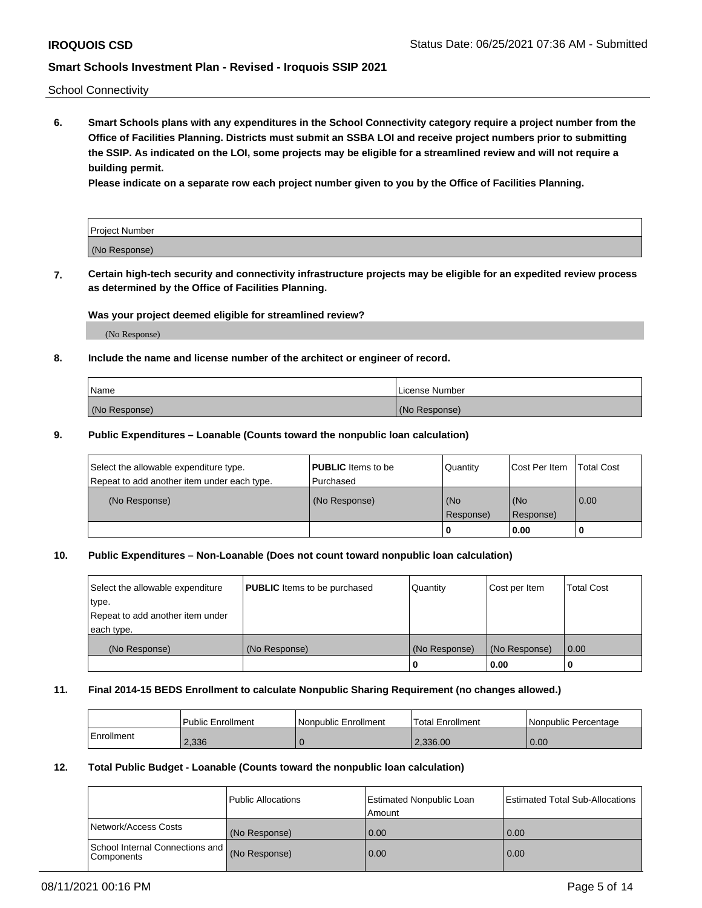School Connectivity

**6. Smart Schools plans with any expenditures in the School Connectivity category require a project number from the Office of Facilities Planning. Districts must submit an SSBA LOI and receive project numbers prior to submitting the SSIP. As indicated on the LOI, some projects may be eligible for a streamlined review and will not require a building permit.**

**Please indicate on a separate row each project number given to you by the Office of Facilities Planning.**

| Project Number |
|---|
| (No Response) |

**7. Certain high-tech security and connectivity infrastructure projects may be eligible for an expedited review process as determined by the Office of Facilities Planning.**

**Was your project deemed eligible for streamlined review?**

(No Response)

**8. Include the name and license number of the architect or engineer of record.**

| Name | License Number |
|---|---|
| (No Response) | (No Response) |

**9. Public Expenditures – Loanable (Counts toward the nonpublic loan calculation)**

| Select the allowable expenditure type. Repeat to add another item under each type. | **PUBLIC** Items to be Purchased | Quantity | Cost Per Item | Total Cost |
|---|---|---|---|---|
| (No Response) | (No Response) | (No Response) | (No Response) | 0.00 |
| | | 0 | 0.00 | 0 |

**10. Public Expenditures – Non-Loanable (Does not count toward nonpublic loan calculation)**

| Select the allowable expenditure type. Repeat to add another item under each type. | **PUBLIC** Items to be purchased | Quantity | Cost per Item | Total Cost |
|---|---|---|---|---|
| (No Response) | (No Response) | (No Response) | (No Response) | 0.00 |
| | | 0 | 0.00 | 0 |

**11. Final 2014-15 BEDS Enrollment to calculate Nonpublic Sharing Requirement (no changes allowed.)**

| | Public Enrollment | Nonpublic Enrollment | Total Enrollment | Nonpublic Percentage |
|---|---|---|---|---|
| Enrollment | 2,336 | 0 | 2,336.00 | 0.00 |

**12. Total Public Budget - Loanable (Counts toward the nonpublic loan calculation)**

| | Public Allocations | Estimated Nonpublic Loan Amount | Estimated Total Sub-Allocations |
|---|---|---|---|
| Network/Access Costs | (No Response) | 0.00 | 0.00 |
| School Internal Connections and Components | (No Response) | 0.00 | 0.00 |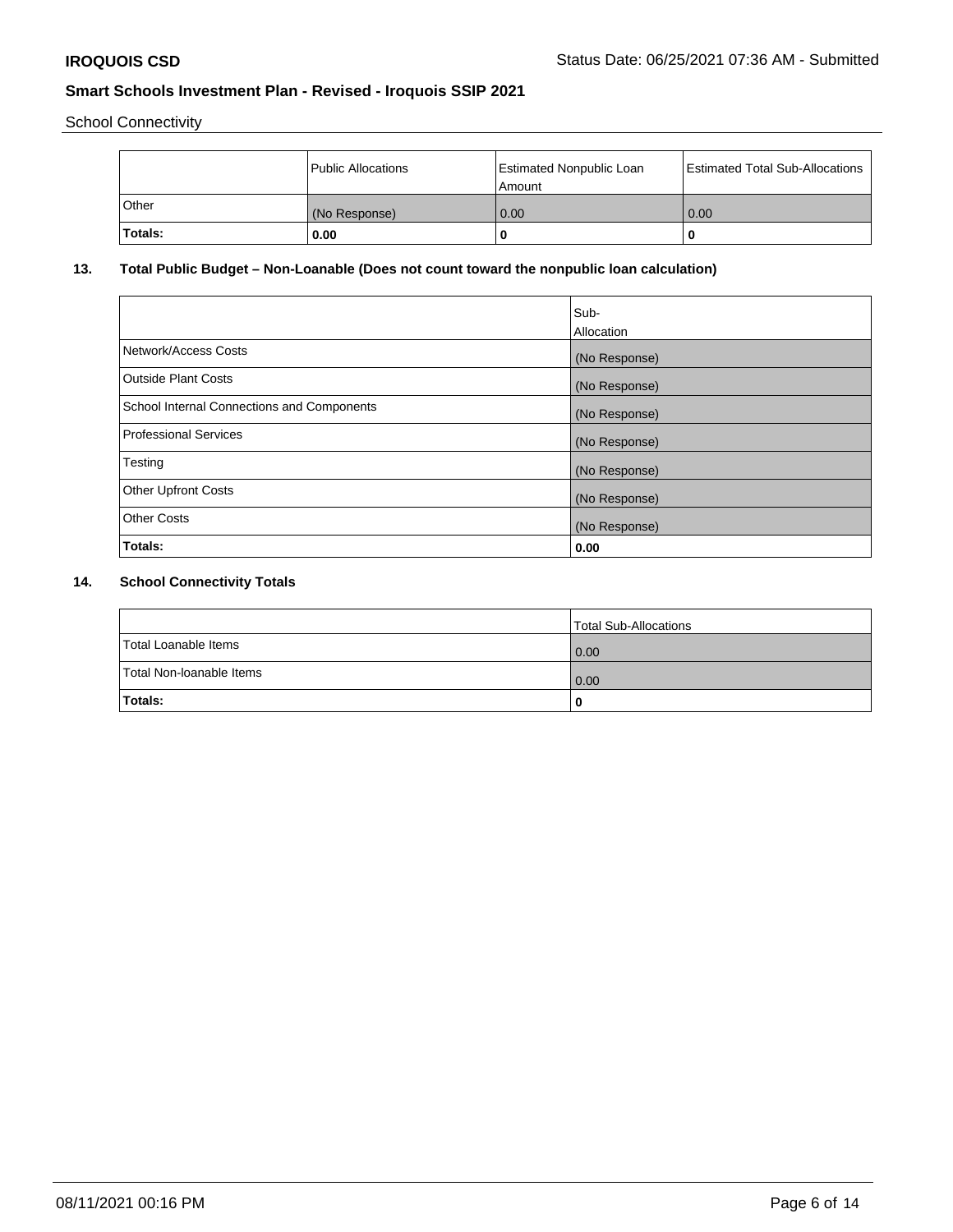School Connectivity

| | Public Allocations | Estimated Nonpublic Loan Amount | Estimated Total Sub-Allocations |
|---|---|---|---|
| Other | (No Response) | 0.00 | 0.00 |
| **Totals:** | **0.00** | **0** | **0** |

## 13. Total Public Budget – Non-Loanable (Does not count toward the nonpublic loan calculation)

| | Sub-Allocation |
|---|---|
| Network/Access Costs | (No Response) |
| Outside Plant Costs | (No Response) |
| School Internal Connections and Components | (No Response) |
| Professional Services | (No Response) |
| Testing | (No Response) |
| Other Upfront Costs | (No Response) |
| Other Costs | (No Response) |
| **Totals:** | **0.00** |

## 14. School Connectivity Totals

| | Total Sub-Allocations |
|---|---|
| Total Loanable Items | 0.00 |
| Total Non-loanable Items | 0.00 |
| **Totals:** | **0** |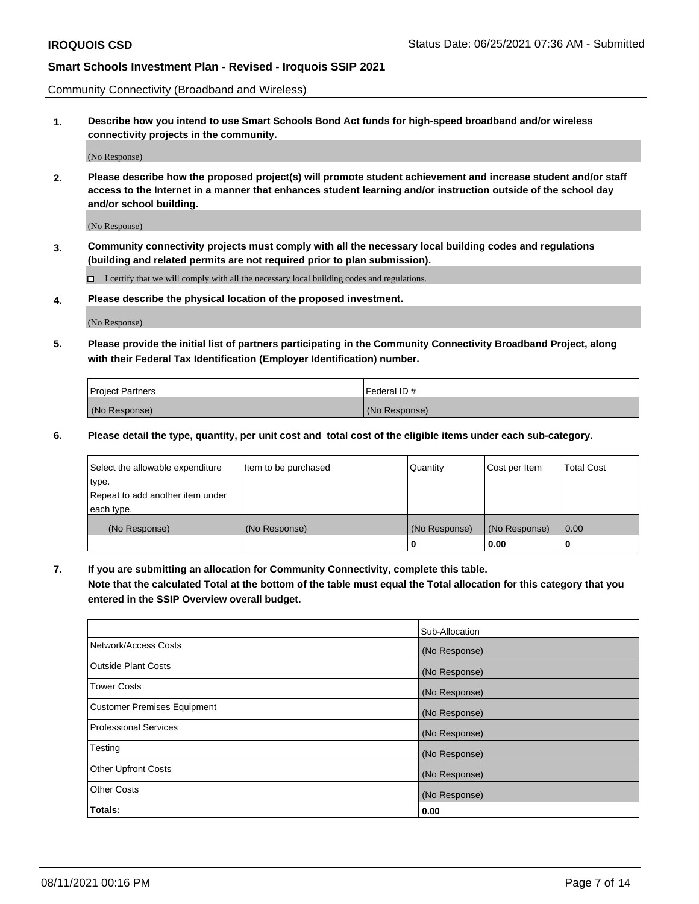Community Connectivity (Broadband and Wireless)

**1. Describe how you intend to use Smart Schools Bond Act funds for high-speed broadband and/or wireless connectivity projects in the community.**

(No Response)

**2. Please describe how the proposed project(s) will promote student achievement and increase student and/or staff access to the Internet in a manner that enhances student learning and/or instruction outside of the school day and/or school building.**

(No Response)

**3. Community connectivity projects must comply with all the necessary local building codes and regulations (building and related permits are not required prior to plan submission).**

☐ I certify that we will comply with all the necessary local building codes and regulations.

**4. Please describe the physical location of the proposed investment.**

(No Response)

**5. Please provide the initial list of partners participating in the Community Connectivity Broadband Project, along with their Federal Tax Identification (Employer Identification) number.**

| Project Partners | Federal ID # |
| --- | --- |
| (No Response) | (No Response) |

**6. Please detail the type, quantity, per unit cost and total cost of the eligible items under each sub-category.**

| Select the allowable expenditure type. Repeat to add another item under each type. | Item to be purchased | Quantity | Cost per Item | Total Cost |
| --- | --- | --- | --- | --- |
| (No Response) | (No Response) | (No Response) | (No Response) | 0.00 |
| | | 0 | 0.00 | 0 |

**7. If you are submitting an allocation for Community Connectivity, complete this table. Note that the calculated Total at the bottom of the table must equal the Total allocation for this category that you entered in the SSIP Overview overall budget.**

| | Sub-Allocation |
| --- | --- |
| Network/Access Costs | (No Response) |
| Outside Plant Costs | (No Response) |
| Tower Costs | (No Response) |
| Customer Premises Equipment | (No Response) |
| Professional Services | (No Response) |
| Testing | (No Response) |
| Other Upfront Costs | (No Response) |
| Other Costs | (No Response) |
| **Totals:** | **0.00** |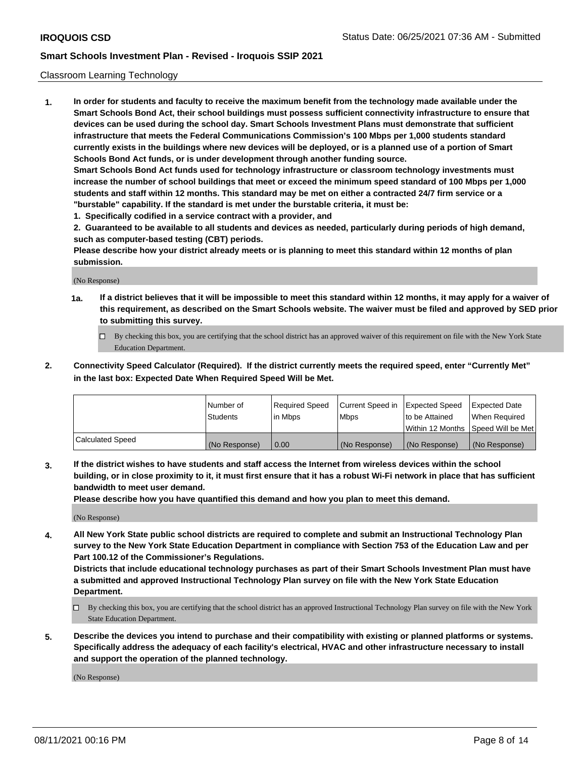## Classroom Learning Technology

**1. In order for students and faculty to receive the maximum benefit from the technology made available under the Smart Schools Bond Act, their school buildings must possess sufficient connectivity infrastructure to ensure that devices can be used during the school day. Smart Schools Investment Plans must demonstrate that sufficient infrastructure that meets the Federal Communications Commission's 100 Mbps per 1,000 students standard currently exists in the buildings where new devices will be deployed, or is a planned use of a portion of Smart Schools Bond Act funds, or is under development through another funding source.**

**Smart Schools Bond Act funds used for technology infrastructure or classroom technology investments must increase the number of school buildings that meet or exceed the minimum speed standard of 100 Mbps per 1,000 students and staff within 12 months. This standard may be met on either a contracted 24/7 firm service or a "burstable" capability. If the standard is met under the burstable criteria, it must be:**

**1. Specifically codified in a service contract with a provider, and**

**2. Guaranteed to be available to all students and devices as needed, particularly during periods of high demand, such as computer-based testing (CBT) periods.**

**Please describe how your district already meets or is planning to meet this standard within 12 months of plan submission.**

(No Response)

**1a. If a district believes that it will be impossible to meet this standard within 12 months, it may apply for a waiver of this requirement, as described on the Smart Schools website. The waiver must be filed and approved by SED prior to submitting this survey.**

☐ By checking this box, you are certifying that the school district has an approved waiver of this requirement on file with the New York State Education Department.

**2. Connectivity Speed Calculator (Required). If the district currently meets the required speed, enter "Currently Met" in the last box: Expected Date When Required Speed Will be Met.**

| | Number of Students | Required Speed in Mbps | Current Speed in Mbps | Expected Speed to be Attained Within 12 Months | Expected Date When Required Speed Will be Met |
|---|---|---|---|---|---|
| Calculated Speed | (No Response) | 0.00 | (No Response) | (No Response) | (No Response) |

**3. If the district wishes to have students and staff access the Internet from wireless devices within the school building, or in close proximity to it, it must first ensure that it has a robust Wi-Fi network in place that has sufficient bandwidth to meet user demand.**

**Please describe how you have quantified this demand and how you plan to meet this demand.**

(No Response)

**4. All New York State public school districts are required to complete and submit an Instructional Technology Plan survey to the New York State Education Department in compliance with Section 753 of the Education Law and per Part 100.12 of the Commissioner's Regulations.**

**Districts that include educational technology purchases as part of their Smart Schools Investment Plan must have a submitted and approved Instructional Technology Plan survey on file with the New York State Education Department.**

☐ By checking this box, you are certifying that the school district has an approved Instructional Technology Plan survey on file with the New York State Education Department.

**5. Describe the devices you intend to purchase and their compatibility with existing or planned platforms or systems. Specifically address the adequacy of each facility's electrical, HVAC and other infrastructure necessary to install and support the operation of the planned technology.**

(No Response)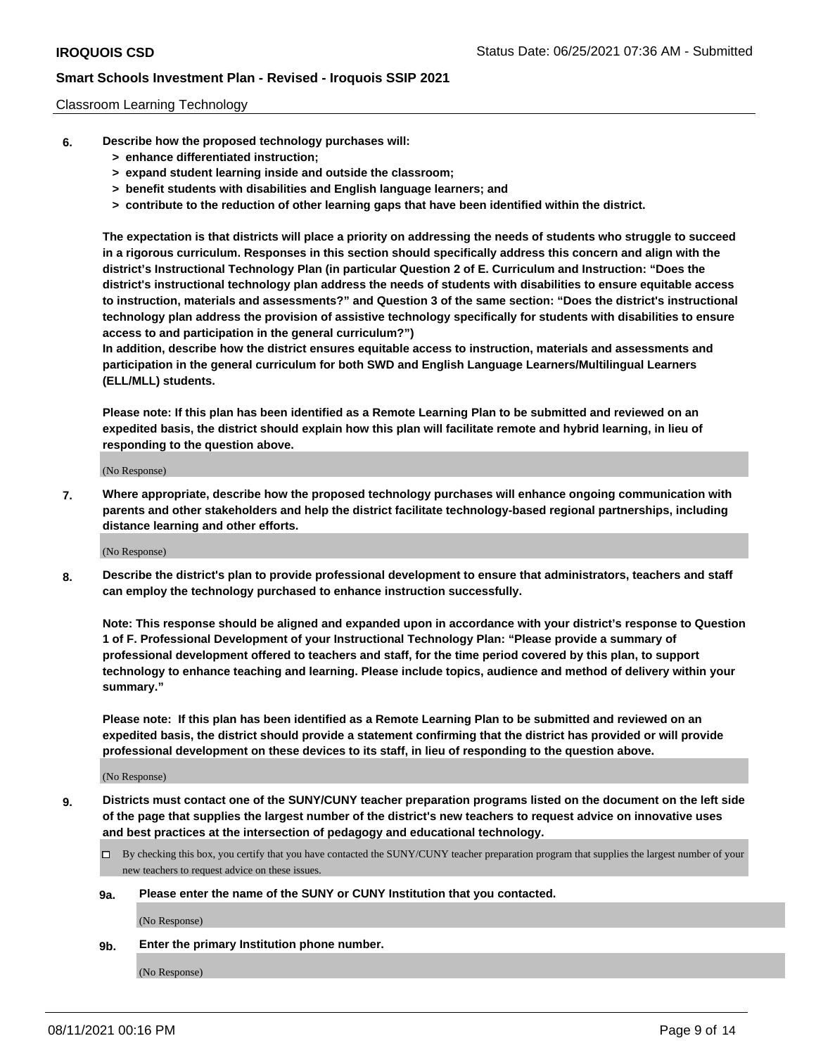Classroom Learning Technology

**6. Describe how the proposed technology purchases will:**
   - **> enhance differentiated instruction;**
   - **> expand student learning inside and outside the classroom;**
   - **> benefit students with disabilities and English language learners; and**
   - **> contribute to the reduction of other learning gaps that have been identified within the district.**

**The expectation is that districts will place a priority on addressing the needs of students who struggle to succeed in a rigorous curriculum. Responses in this section should specifically address this concern and align with the district's Instructional Technology Plan (in particular Question 2 of E. Curriculum and Instruction: "Does the district's instructional technology plan address the needs of students with disabilities to ensure equitable access to instruction, materials and assessments?" and Question 3 of the same section: "Does the district's instructional technology plan address the provision of assistive technology specifically for students with disabilities to ensure access to and participation in the general curriculum?")**

**In addition, describe how the district ensures equitable access to instruction, materials and assessments and participation in the general curriculum for both SWD and English Language Learners/Multilingual Learners (ELL/MLL) students.**

**Please note: If this plan has been identified as a Remote Learning Plan to be submitted and reviewed on an expedited basis, the district should explain how this plan will facilitate remote and hybrid learning, in lieu of responding to the question above.**

(No Response)

**7. Where appropriate, describe how the proposed technology purchases will enhance ongoing communication with parents and other stakeholders and help the district facilitate technology-based regional partnerships, including distance learning and other efforts.**

(No Response)

**8. Describe the district's plan to provide professional development to ensure that administrators, teachers and staff can employ the technology purchased to enhance instruction successfully.**

**Note: This response should be aligned and expanded upon in accordance with your district's response to Question 1 of F. Professional Development of your Instructional Technology Plan: "Please provide a summary of professional development offered to teachers and staff, for the time period covered by this plan, to support technology to enhance teaching and learning. Please include topics, audience and method of delivery within your summary."**

**Please note: If this plan has been identified as a Remote Learning Plan to be submitted and reviewed on an expedited basis, the district should provide a statement confirming that the district has provided or will provide professional development on these devices to its staff, in lieu of responding to the question above.**

(No Response)

**9. Districts must contact one of the SUNY/CUNY teacher preparation programs listed on the document on the left side of the page that supplies the largest number of the district's new teachers to request advice on innovative uses and best practices at the intersection of pedagogy and educational technology.**

☐ By checking this box, you certify that you have contacted the SUNY/CUNY teacher preparation program that supplies the largest number of your new teachers to request advice on these issues.

**9a. Please enter the name of the SUNY or CUNY Institution that you contacted.**

(No Response)

**9b. Enter the primary Institution phone number.**

(No Response)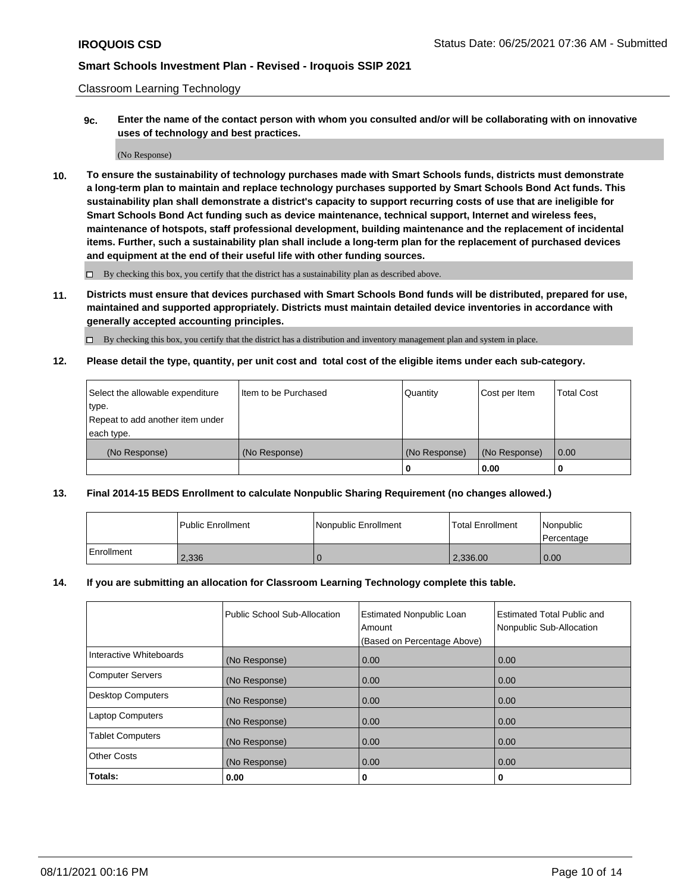Classroom Learning Technology

**9c. Enter the name of the contact person with whom you consulted and/or will be collaborating with on innovative uses of technology and best practices.**

(No Response)

**10. To ensure the sustainability of technology purchases made with Smart Schools funds, districts must demonstrate a long-term plan to maintain and replace technology purchases supported by Smart Schools Bond Act funds. This sustainability plan shall demonstrate a district's capacity to support recurring costs of use that are ineligible for Smart Schools Bond Act funding such as device maintenance, technical support, Internet and wireless fees, maintenance of hotspots, staff professional development, building maintenance and the replacement of incidental items. Further, such a sustainability plan shall include a long-term plan for the replacement of purchased devices and equipment at the end of their useful life with other funding sources.**

☐ By checking this box, you certify that the district has a sustainability plan as described above.

**11. Districts must ensure that devices purchased with Smart Schools Bond funds will be distributed, prepared for use, maintained and supported appropriately. Districts must maintain detailed device inventories in accordance with generally accepted accounting principles.**

☐ By checking this box, you certify that the district has a distribution and inventory management plan and system in place.

**12. Please detail the type, quantity, per unit cost and total cost of the eligible items under each sub-category.**

| Select the allowable expenditure type. Repeat to add another item under each type. | Item to be Purchased | Quantity | Cost per Item | Total Cost |
|---|---|---|---|---|
| (No Response) | (No Response) | (No Response) | (No Response) | 0.00 |
| | | **0** | **0.00** | **0** |

**13. Final 2014-15 BEDS Enrollment to calculate Nonpublic Sharing Requirement (no changes allowed.)**

| | Public Enrollment | Nonpublic Enrollment | Total Enrollment | Nonpublic Percentage |
|---|---|---|---|---|
| Enrollment | 2,336 | 0 | 2,336.00 | 0.00 |

**14. If you are submitting an allocation for Classroom Learning Technology complete this table.**

| | Public School Sub-Allocation | Estimated Nonpublic Loan Amount (Based on Percentage Above) | Estimated Total Public and Nonpublic Sub-Allocation |
|---|---|---|---|
| Interactive Whiteboards | (No Response) | 0.00 | 0.00 |
| Computer Servers | (No Response) | 0.00 | 0.00 |
| Desktop Computers | (No Response) | 0.00 | 0.00 |
| Laptop Computers | (No Response) | 0.00 | 0.00 |
| Tablet Computers | (No Response) | 0.00 | 0.00 |
| Other Costs | (No Response) | 0.00 | 0.00 |
| **Totals:** | **0.00** | **0** | **0** |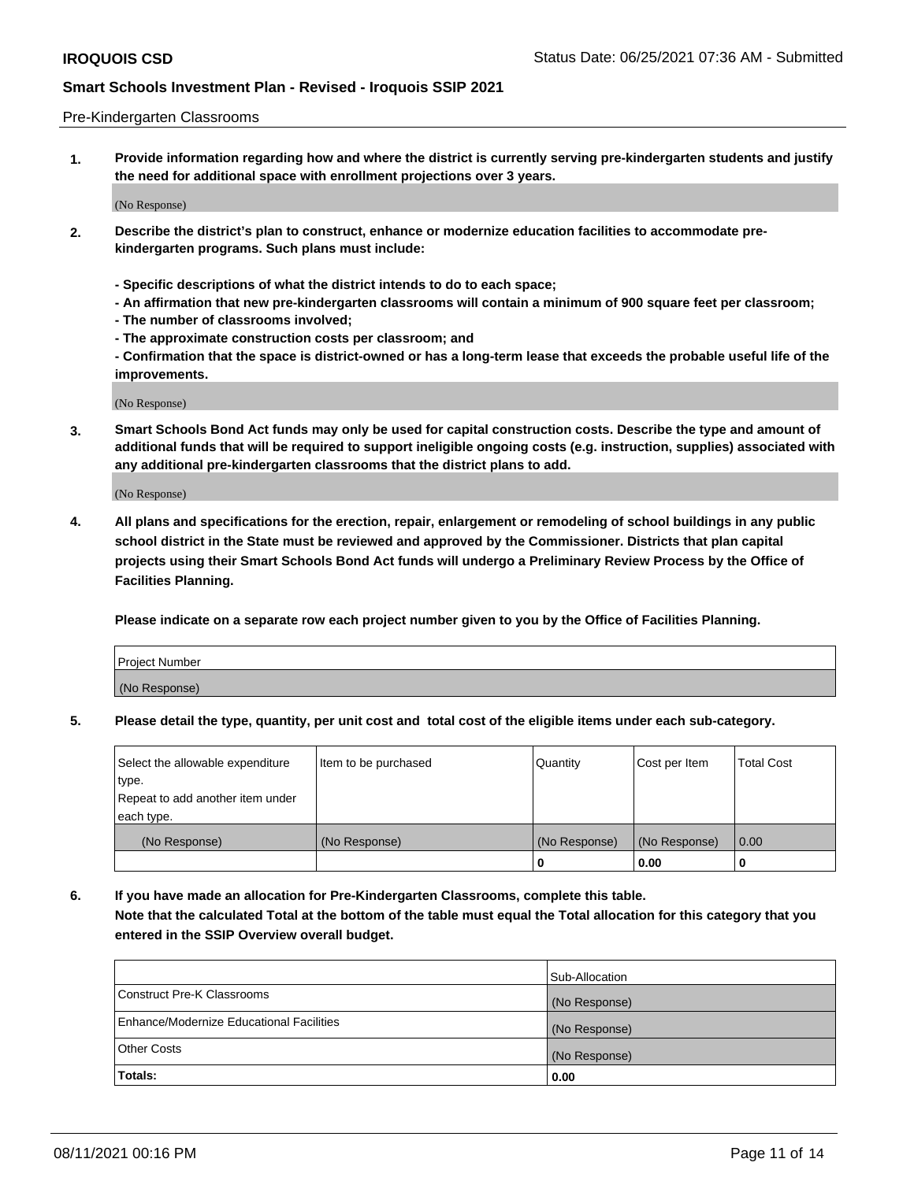Pre-Kindergarten Classrooms

**1. Provide information regarding how and where the district is currently serving pre-kindergarten students and justify the need for additional space with enrollment projections over 3 years.**

(No Response)

**2. Describe the district's plan to construct, enhance or modernize education facilities to accommodate pre-kindergarten programs. Such plans must include:**

**- Specific descriptions of what the district intends to do to each space;**
**- An affirmation that new pre-kindergarten classrooms will contain a minimum of 900 square feet per classroom;**
**- The number of classrooms involved;**
**- The approximate construction costs per classroom; and**
**- Confirmation that the space is district-owned or has a long-term lease that exceeds the probable useful life of the improvements.**

(No Response)

**3. Smart Schools Bond Act funds may only be used for capital construction costs. Describe the type and amount of additional funds that will be required to support ineligible ongoing costs (e.g. instruction, supplies) associated with any additional pre-kindergarten classrooms that the district plans to add.**

(No Response)

**4. All plans and specifications for the erection, repair, enlargement or remodeling of school buildings in any public school district in the State must be reviewed and approved by the Commissioner. Districts that plan capital projects using their Smart Schools Bond Act funds will undergo a Preliminary Review Process by the Office of Facilities Planning.**

**Please indicate on a separate row each project number given to you by the Office of Facilities Planning.**

| Project Number |
|---|
| (No Response) |

**5. Please detail the type, quantity, per unit cost and total cost of the eligible items under each sub-category.**

| Select the allowable expenditure type. Repeat to add another item under each type. | Item to be purchased | Quantity | Cost per Item | Total Cost |
|---|---|---|---|---|
| (No Response) | (No Response) | (No Response) | (No Response) | 0.00 |
| | | 0 | 0.00 | 0 |

**6. If you have made an allocation for Pre-Kindergarten Classrooms, complete this table. Note that the calculated Total at the bottom of the table must equal the Total allocation for this category that you entered in the SSIP Overview overall budget.**

| | Sub-Allocation |
|---|---|
| Construct Pre-K Classrooms | (No Response) |
| Enhance/Modernize Educational Facilities | (No Response) |
| Other Costs | (No Response) |
| **Totals:** | **0.00** |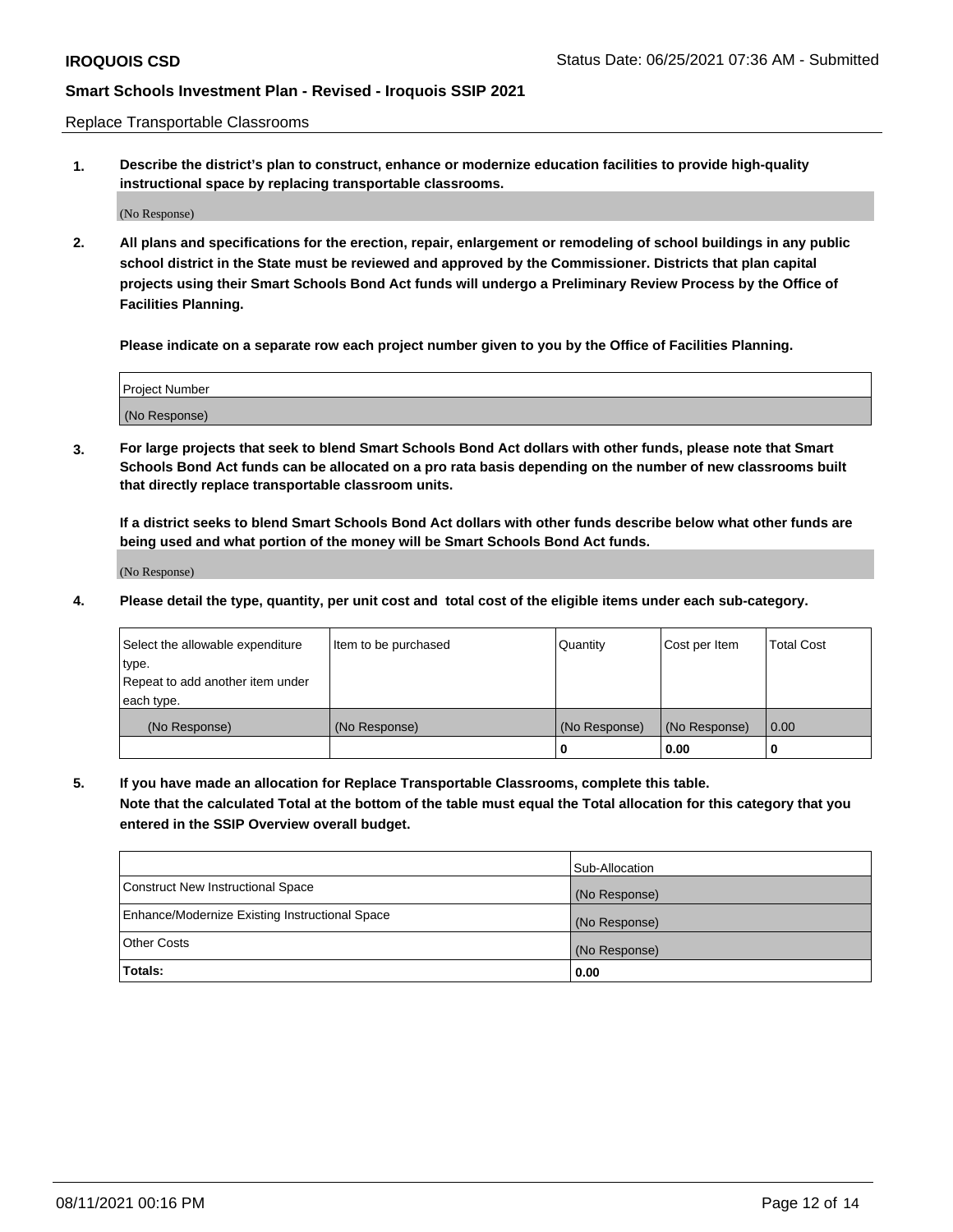Replace Transportable Classrooms

**1. Describe the district's plan to construct, enhance or modernize education facilities to provide high-quality instructional space by replacing transportable classrooms.**

(No Response)

**2. All plans and specifications for the erection, repair, enlargement or remodeling of school buildings in any public school district in the State must be reviewed and approved by the Commissioner. Districts that plan capital projects using their Smart Schools Bond Act funds will undergo a Preliminary Review Process by the Office of Facilities Planning.**

**Please indicate on a separate row each project number given to you by the Office of Facilities Planning.**

| Project Number |
| --- |
| (No Response) |

**3. For large projects that seek to blend Smart Schools Bond Act dollars with other funds, please note that Smart Schools Bond Act funds can be allocated on a pro rata basis depending on the number of new classrooms built that directly replace transportable classroom units.**

**If a district seeks to blend Smart Schools Bond Act dollars with other funds describe below what other funds are being used and what portion of the money will be Smart Schools Bond Act funds.**

(No Response)

**4. Please detail the type, quantity, per unit cost and total cost of the eligible items under each sub-category.**

| Select the allowable expenditure type. Repeat to add another item under each type. | Item to be purchased | Quantity | Cost per Item | Total Cost |
| --- | --- | --- | --- | --- |
| (No Response) | (No Response) | (No Response) | (No Response) | 0.00 |
| | | 0 | 0.00 | 0 |

**5. If you have made an allocation for Replace Transportable Classrooms, complete this table. Note that the calculated Total at the bottom of the table must equal the Total allocation for this category that you entered in the SSIP Overview overall budget.**

| | Sub-Allocation |
| --- | --- |
| Construct New Instructional Space | (No Response) |
| Enhance/Modernize Existing Instructional Space | (No Response) |
| Other Costs | (No Response) |
| **Totals:** | **0.00** |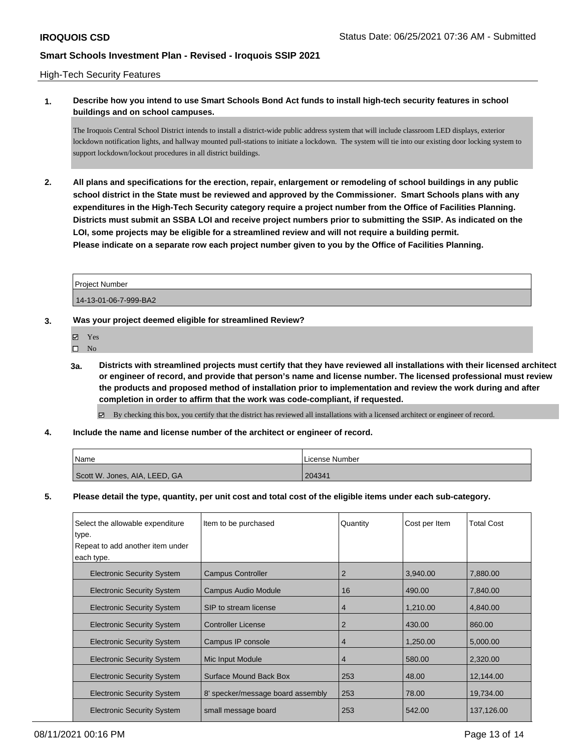High-Tech Security Features

**1. Describe how you intend to use Smart Schools Bond Act funds to install high-tech security features in school buildings and on school campuses.**

The Iroquois Central School District intends to install a district-wide public address system that will include classroom LED displays, exterior lockdown notification lights, and hallway mounted pull-stations to initiate a lockdown. The system will tie into our existing door locking system to support lockdown/lockout procedures in all district buildings.

**2. All plans and specifications for the erection, repair, enlargement or remodeling of school buildings in any public school district in the State must be reviewed and approved by the Commissioner. Smart Schools plans with any expenditures in the High-Tech Security category require a project number from the Office of Facilities Planning. Districts must submit an SSBA LOI and receive project numbers prior to submitting the SSIP. As indicated on the LOI, some projects may be eligible for a streamlined review and will not require a building permit.**
**Please indicate on a separate row each project number given to you by the Office of Facilities Planning.**

| Project Number |
|---|
| 14-13-01-06-7-999-BA2 |

**3. Was your project deemed eligible for streamlined Review?**

- ☑ Yes
- ☐ No

**3a. Districts with streamlined projects must certify that they have reviewed all installations with their licensed architect or engineer of record, and provide that person's name and license number. The licensed professional must review the products and proposed method of installation prior to implementation and review the work during and after completion in order to affirm that the work was code-compliant, if requested.**

- ☑ By checking this box, you certify that the district has reviewed all installations with a licensed architect or engineer of record.

**4. Include the name and license number of the architect or engineer of record.**

| Name | License Number |
|---|---|
| Scott W. Jones, AIA, LEED, GA | 204341 |

**5. Please detail the type, quantity, per unit cost and total cost of the eligible items under each sub-category.**

| Select the allowable expenditure type. Repeat to add another item under each type. | Item to be purchased | Quantity | Cost per Item | Total Cost |
|---|---|---|---|---|
| Electronic Security System | Campus Controller | 2 | 3,940.00 | 7,880.00 |
| Electronic Security System | Campus Audio Module | 16 | 490.00 | 7,840.00 |
| Electronic Security System | SIP to stream license | 4 | 1,210.00 | 4,840.00 |
| Electronic Security System | Controller License | 2 | 430.00 | 860.00 |
| Electronic Security System | Campus IP console | 4 | 1,250.00 | 5,000.00 |
| Electronic Security System | Mic Input Module | 4 | 580.00 | 2,320.00 |
| Electronic Security System | Surface Mound Back Box | 253 | 48.00 | 12,144.00 |
| Electronic Security System | 8' specker/message board assembly | 253 | 78.00 | 19,734.00 |
| Electronic Security System | small message board | 253 | 542.00 | 137,126.00 |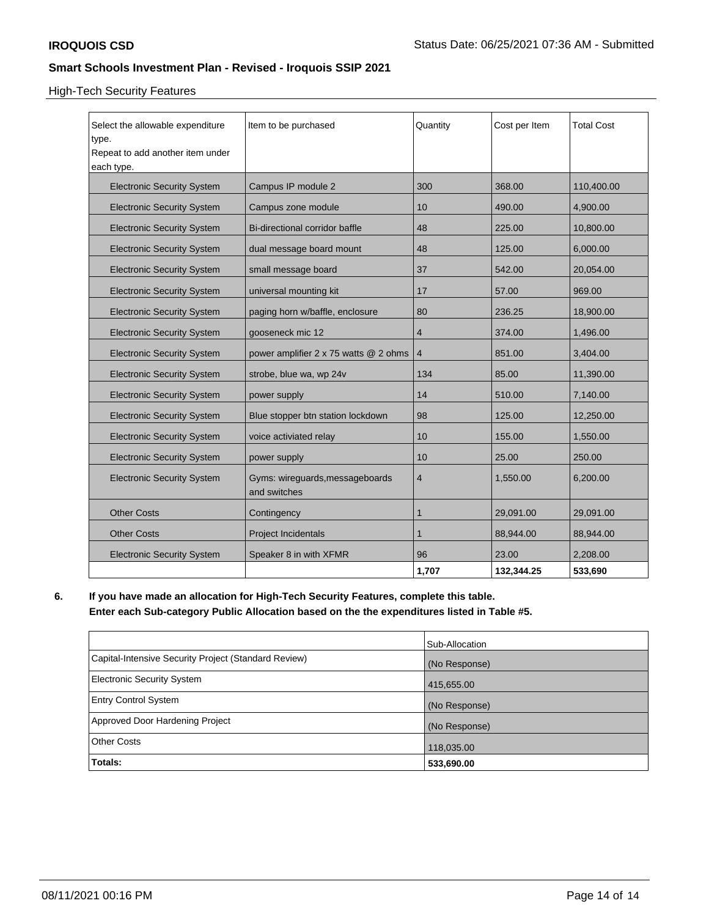High-Tech Security Features

| Select the allowable expenditure type.<br>Repeat to add another item under each type. | Item to be purchased | Quantity | Cost per Item | Total Cost |
|---|---|---|---|---|
| Electronic Security System | Campus IP module 2 | 300 | 368.00 | 110,400.00 |
| Electronic Security System | Campus zone module | 10 | 490.00 | 4,900.00 |
| Electronic Security System | Bi-directional corridor baffle | 48 | 225.00 | 10,800.00 |
| Electronic Security System | dual message board mount | 48 | 125.00 | 6,000.00 |
| Electronic Security System | small message board | 37 | 542.00 | 20,054.00 |
| Electronic Security System | universal mounting kit | 17 | 57.00 | 969.00 |
| Electronic Security System | paging horn w/baffle, enclosure | 80 | 236.25 | 18,900.00 |
| Electronic Security System | gooseneck mic 12 | 4 | 374.00 | 1,496.00 |
| Electronic Security System | power amplifier 2 x 75 watts @ 2 ohms | 4 | 851.00 | 3,404.00 |
| Electronic Security System | strobe, blue wa, wp 24v | 134 | 85.00 | 11,390.00 |
| Electronic Security System | power supply | 14 | 510.00 | 7,140.00 |
| Electronic Security System | Blue stopper btn station lockdown | 98 | 125.00 | 12,250.00 |
| Electronic Security System | voice activiated relay | 10 | 155.00 | 1,550.00 |
| Electronic Security System | power supply | 10 | 25.00 | 250.00 |
| Electronic Security System | Gyms: wireguards,messageboards and switches | 4 | 1,550.00 | 6,200.00 |
| Other Costs | Contingency | 1 | 29,091.00 | 29,091.00 |
| Other Costs | Project Incidentals | 1 | 88,944.00 | 88,944.00 |
| Electronic Security System | Speaker 8 in with XFMR | 96 | 23.00 | 2,208.00 |
| | | **1,707** | **132,344.25** | **533,690** |

**6. If you have made an allocation for High-Tech Security Features, complete this table.**
**Enter each Sub-category Public Allocation based on the the expenditures listed in Table #5.**

| | Sub-Allocation |
|---|---|
| Capital-Intensive Security Project (Standard Review) | (No Response) |
| Electronic Security System | 415,655.00 |
| Entry Control System | (No Response) |
| Approved Door Hardening Project | (No Response) |
| Other Costs | 118,035.00 |
| **Totals:** | **533,690.00** |